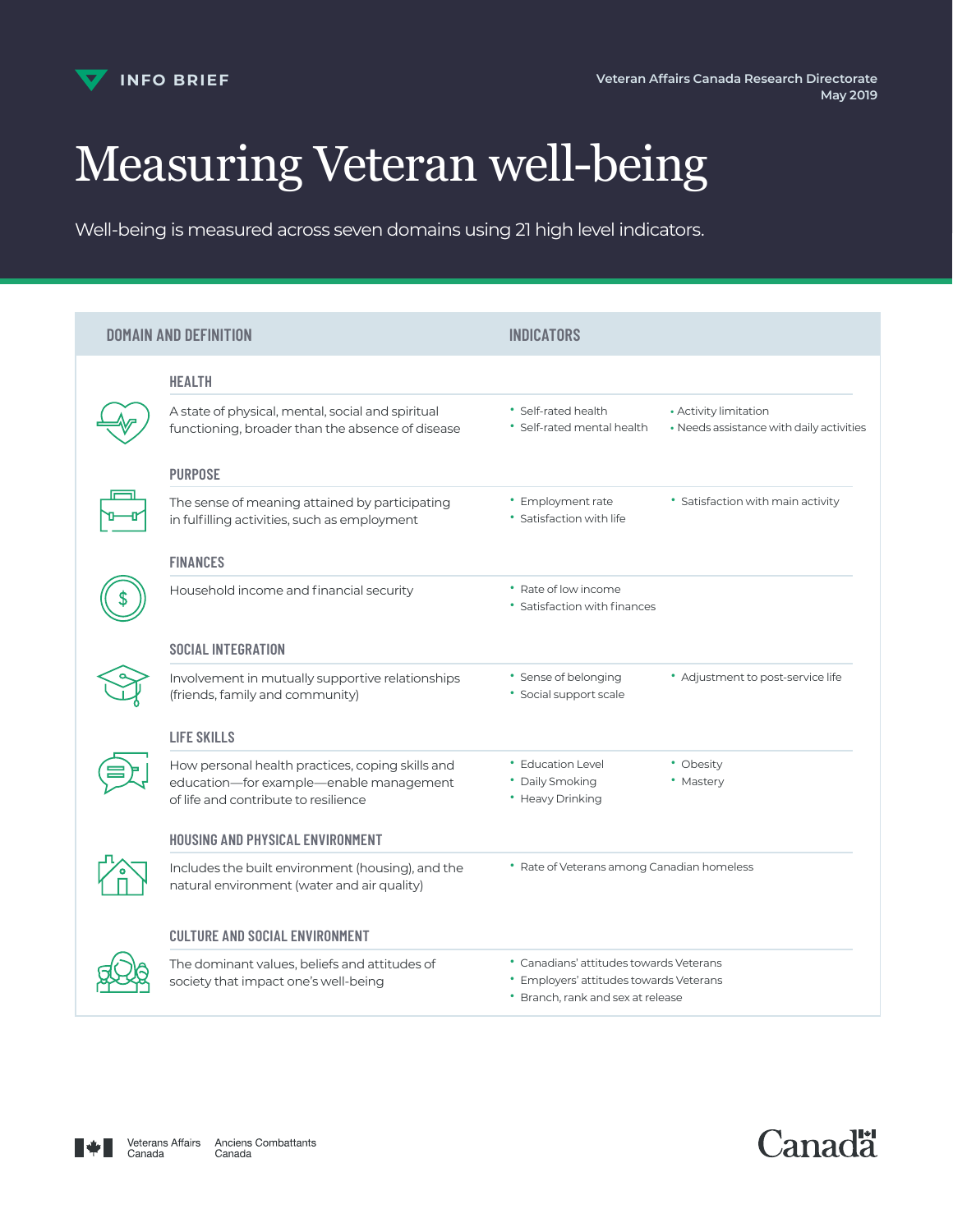INFO BRIEF

Veteran Affairs Canada Research Directorate
May 2019

# Measuring Veteran well-being

Well-being is measured across seven domains using 21 high level indicators.

| DOMAIN AND DEFINITION | INDICATORS |
|---|---|
| **HEALTH**<br>A state of physical, mental, social and spiritual functioning, broader than the absence of disease | • Self-rated health<br>• Self-rated mental health<br>• Activity limitation<br>• Needs assistance with daily activities |
| **PURPOSE**<br>The sense of meaning attained by participating in fulfilling activities, such as employment | • Employment rate<br>• Satisfaction with life<br>• Satisfaction with main activity |
| **FINANCES**<br>Household income and financial security | • Rate of low income<br>• Satisfaction with finances |
| **SOCIAL INTEGRATION**<br>Involvement in mutually supportive relationships (friends, family and community) | • Sense of belonging<br>• Social support scale<br>• Adjustment to post-service life |
| **LIFE SKILLS**<br>How personal health practices, coping skills and education—for example—enable management of life and contribute to resilience | • Education Level<br>• Daily Smoking<br>• Heavy Drinking<br>• Obesity<br>• Mastery |
| **HOUSING AND PHYSICAL ENVIRONMENT**<br>Includes the built environment (housing), and the natural environment (water and air quality) | • Rate of Veterans among Canadian homeless |
| **CULTURE AND SOCIAL ENVIRONMENT**<br>The dominant values, beliefs and attitudes of society that impact one's well-being | • Canadians' attitudes towards Veterans<br>• Employers' attitudes towards Veterans<br>• Branch, rank and sex at release |

Veterans Affairs Canada | Anciens Combattants Canada

Canada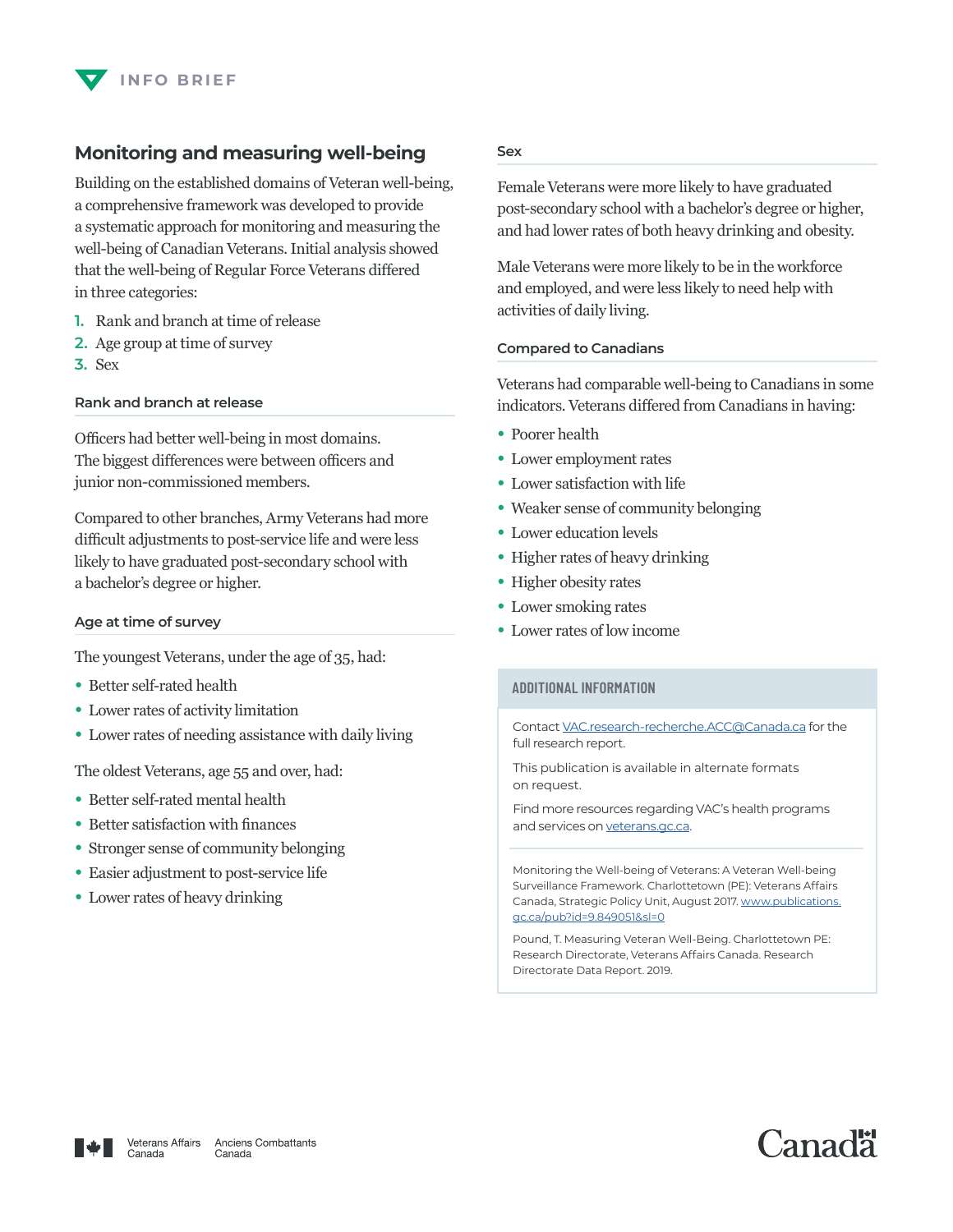## Monitoring and measuring well-being

Building on the established domains of Veteran well-being, a comprehensive framework was developed to provide a systematic approach for monitoring and measuring the well-being of Canadian Veterans. Initial analysis showed that the well-being of Regular Force Veterans differed in three categories:

1. Rank and branch at time of release
2. Age group at time of survey
3. Sex

### Rank and branch at release

Officers had better well-being in most domains. The biggest differences were between officers and junior non-commissioned members.

Compared to other branches, Army Veterans had more difficult adjustments to post-service life and were less likely to have graduated post-secondary school with a bachelor's degree or higher.

### Age at time of survey

The youngest Veterans, under the age of 35, had:

- Better self-rated health
- Lower rates of activity limitation
- Lower rates of needing assistance with daily living

The oldest Veterans, age 55 and over, had:

- Better self-rated mental health
- Better satisfaction with finances
- Stronger sense of community belonging
- Easier adjustment to post-service life
- Lower rates of heavy drinking

### Sex

Female Veterans were more likely to have graduated post-secondary school with a bachelor's degree or higher, and had lower rates of both heavy drinking and obesity.

Male Veterans were more likely to be in the workforce and employed, and were less likely to need help with activities of daily living.

### Compared to Canadians

Veterans had comparable well-being to Canadians in some indicators. Veterans differed from Canadians in having:

- Poorer health
- Lower employment rates
- Lower satisfaction with life
- Weaker sense of community belonging
- Lower education levels
- Higher rates of heavy drinking
- Higher obesity rates
- Lower smoking rates
- Lower rates of low income

### ADDITIONAL INFORMATION

Contact VAC.research-recherche.ACC@Canada.ca for the full research report.

This publication is available in alternate formats on request.

Find more resources regarding VAC's health programs and services on veterans.gc.ca.

Monitoring the Well-being of Veterans: A Veteran Well-being Surveillance Framework. Charlottetown (PE): Veterans Affairs Canada, Strategic Policy Unit, August 2017. www.publications.gc.ca/pub?id=9.849051&sl=0

Pound, T. Measuring Veteran Well-Being. Charlottetown PE: Research Directorate, Veterans Affairs Canada. Research Directorate Data Report. 2019.